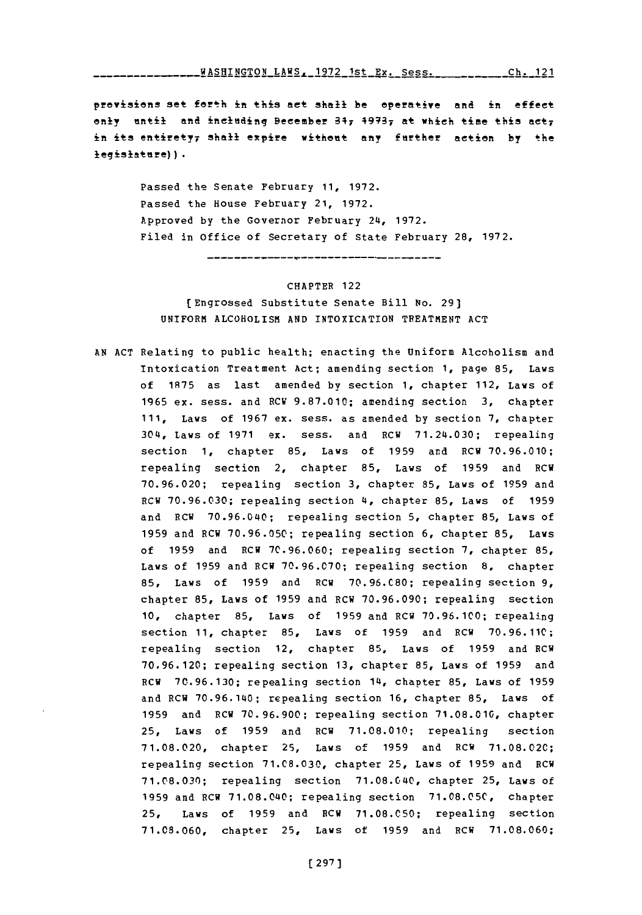provisions set forth in this act shall be operative and in effect only until and including December 31, 1973, at which time this act, in its entirety, shall expire without any further action by the legislature)).

Passed the Senate February 11, 1972.
Passed the House February 21, 1972.
Approved by the Governor February 24, 1972.
Filed in Office of Secretary of State February 28, 1972.

---

## CHAPTER 122

[Engrossed Substitute Senate Bill No. 29]

UNIFORM ALCOHOLISM AND INTOXICATION TREATMENT ACT

AN ACT Relating to public health; enacting the Uniform Alcoholism and Intoxication Treatment Act; amending section 1, page 85, Laws of 1875 as last amended by section 1, chapter 112, Laws of 1965 ex. sess. and RCW 9.87.010; amending section 3, chapter 111, Laws of 1967 ex. sess. as amended by section 7, chapter 304, Laws of 1971 ex. sess. and RCW 71.24.030; repealing section 1, chapter 85, Laws of 1959 and RCW 70.96.010; repealing section 2, chapter 85, Laws of 1959 and RCW 70.96.020; repealing section 3, chapter 85, Laws of 1959 and RCW 70.96.030; repealing section 4, chapter 85, Laws of 1959 and RCW 70.96.040; repealing section 5, chapter 85, Laws of 1959 and RCW 70.96.050; repealing section 6, chapter 85, Laws of 1959 and RCW 70.96.060; repealing section 7, chapter 85, Laws of 1959 and RCW 70.96.070; repealing section 8, chapter 85, Laws of 1959 and RCW 70.96.080; repealing section 9, chapter 85, Laws of 1959 and RCW 70.96.090; repealing section 10, chapter 85, Laws of 1959 and RCW 70.96.100; repealing section 11, chapter 85, Laws of 1959 and RCW 70.96.110; repealing section 12, chapter 85, Laws of 1959 and RCW 70.96.120; repealing section 13, chapter 85, Laws of 1959 and RCW 70.96.130; repealing section 14, chapter 85, Laws of 1959 and RCW 70.96.140; repealing section 16, chapter 85, Laws of 1959 and RCW 70.96.900; repealing section 71.08.010, chapter 25, Laws of 1959 and RCW 71.08.010; repealing section 71.08.020, chapter 25, Laws of 1959 and RCW 71.08.020; repealing section 71.08.030, chapter 25, Laws of 1959 and RCW 71.08.030; repealing section 71.08.040, chapter 25, Laws of 1959 and RCW 71.08.040; repealing section 71.08.050, chapter 25, Laws of 1959 and RCW 71.08.050; repealing section 71.08.060, chapter 25, Laws of 1959 and RCW 71.08.060;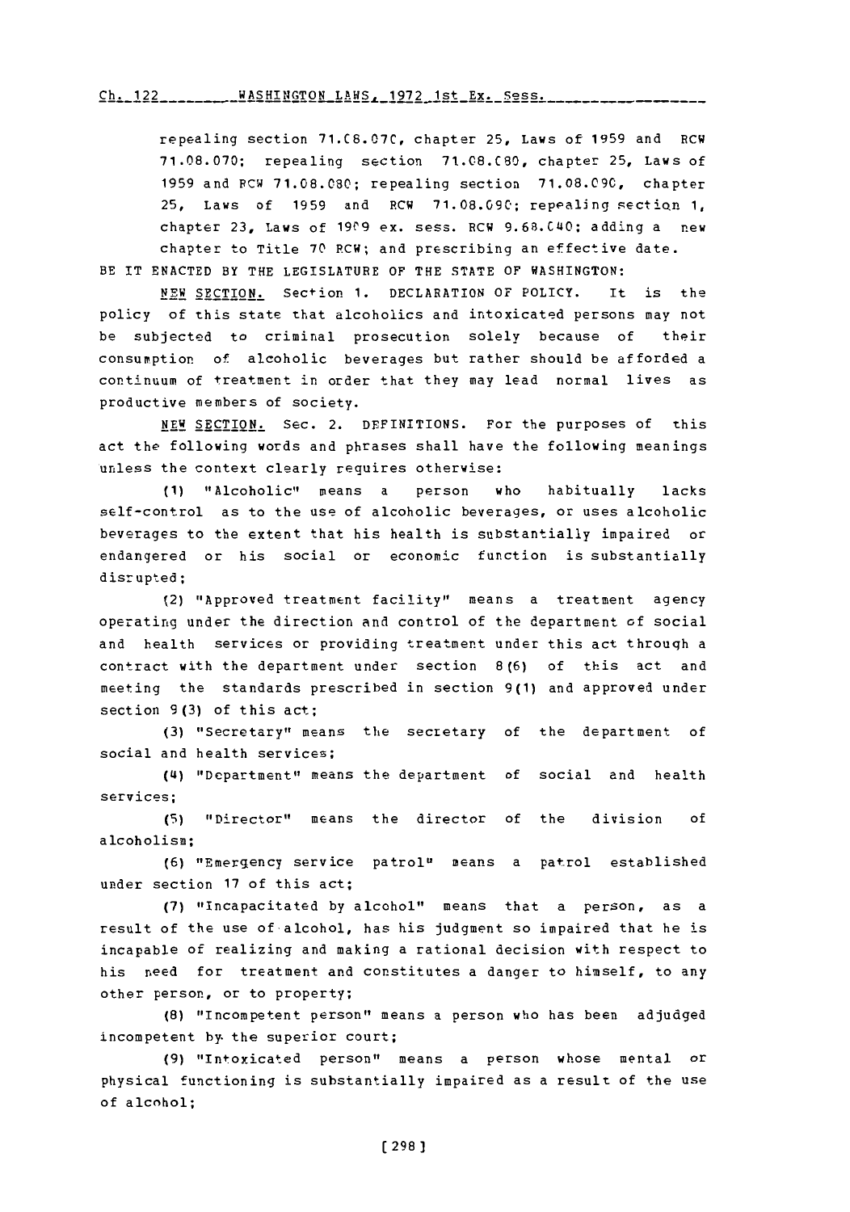repealing section 71.08.070, chapter 25, Laws of 1959 and RCW 71.08.070; repealing section 71.08.080, chapter 25, Laws of 1959 and RCW 71.08.080; repealing section 71.08.090, chapter 25, Laws of 1959 and RCW 71.08.090; repealing section 1, chapter 23, Laws of 1969 ex. sess. RCW 9.68.040; adding a new chapter to Title 70 RCW; and prescribing an effective date.

BE IT ENACTED BY THE LEGISLATURE OF THE STATE OF WASHINGTON:

NEW SECTION. Section 1. DECLARATION OF POLICY. It is the policy of this state that alcoholics and intoxicated persons may not be subjected to criminal prosecution solely because of their consumption of alcoholic beverages but rather should be afforded a continuum of treatment in order that they may lead normal lives as productive members of society.

NEW SECTION. Sec. 2. DEFINITIONS. For the purposes of this act the following words and phrases shall have the following meanings unless the context clearly requires otherwise:

(1) "Alcoholic" means a person who habitually lacks self-control as to the use of alcoholic beverages, or uses alcoholic beverages to the extent that his health is substantially impaired or endangered or his social or economic function is substantially disrupted;

(2) "Approved treatment facility" means a treatment agency operating under the direction and control of the department of social and health services or providing treatment under this act through a contract with the department under section 8(6) of this act and meeting the standards prescribed in section 9(1) and approved under section 9(3) of this act;

(3) "Secretary" means the secretary of the department of social and health services;

(4) "Department" means the department of social and health services;

(5) "Director" means the director of the division of alcoholism;

(6) "Emergency service patrol" means a patrol established under section 17 of this act;

(7) "Incapacitated by alcohol" means that a person, as a result of the use of alcohol, has his judgment so impaired that he is incapable of realizing and making a rational decision with respect to his need for treatment and constitutes a danger to himself, to any other person, or to property;

(8) "Incompetent person" means a person who has been adjudged incompetent by the superior court;

(9) "Intoxicated person" means a person whose mental or physical functioning is substantially impaired as a result of the use of alcohol;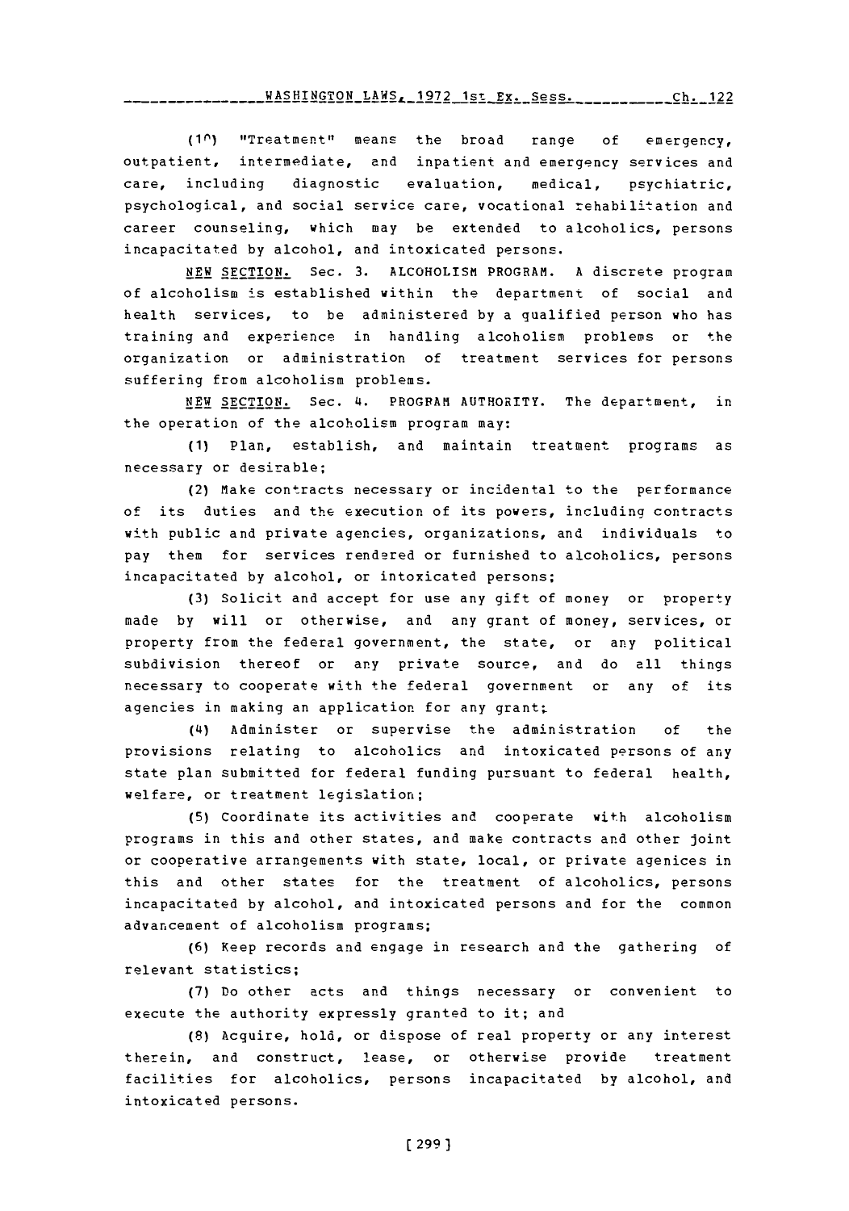(10) "Treatment" means the broad range of emergency, outpatient, intermediate, and inpatient and emergency services and care, including diagnostic evaluation, medical, psychiatric, psychological, and social service care, vocational rehabilitation and career counseling, which may be extended to alcoholics, persons incapacitated by alcohol, and intoxicated persons.

NEW SECTION. Sec. 3. ALCOHOLISM PROGRAM. A discrete program of alcoholism is established within the department of social and health services, to be administered by a qualified person who has training and experience in handling alcoholism problems or the organization or administration of treatment services for persons suffering from alcoholism problems.

NEW SECTION. Sec. 4. PROGRAM AUTHORITY. The department, in the operation of the alcoholism program may:

(1) Plan, establish, and maintain treatment programs as necessary or desirable;

(2) Make contracts necessary or incidental to the performance of its duties and the execution of its powers, including contracts with public and private agencies, organizations, and individuals to pay them for services rendered or furnished to alcoholics, persons incapacitated by alcohol, or intoxicated persons;

(3) Solicit and accept for use any gift of money or property made by will or otherwise, and any grant of money, services, or property from the federal government, the state, or any political subdivision thereof or any private source, and do all things necessary to cooperate with the federal government or any of its agencies in making an application for any grant;

(4) Administer or supervise the administration of the provisions relating to alcoholics and intoxicated persons of any state plan submitted for federal funding pursuant to federal health, welfare, or treatment legislation;

(5) Coordinate its activities and cooperate with alcoholism programs in this and other states, and make contracts and other joint or cooperative arrangements with state, local, or private agenices in this and other states for the treatment of alcoholics, persons incapacitated by alcohol, and intoxicated persons and for the common advancement of alcoholism programs;

(6) Keep records and engage in research and the gathering of relevant statistics;

(7) Do other acts and things necessary or convenient to execute the authority expressly granted to it; and

(8) Acquire, hold, or dispose of real property or any interest therein, and construct, lease, or otherwise provide treatment facilities for alcoholics, persons incapacitated by alcohol, and intoxicated persons.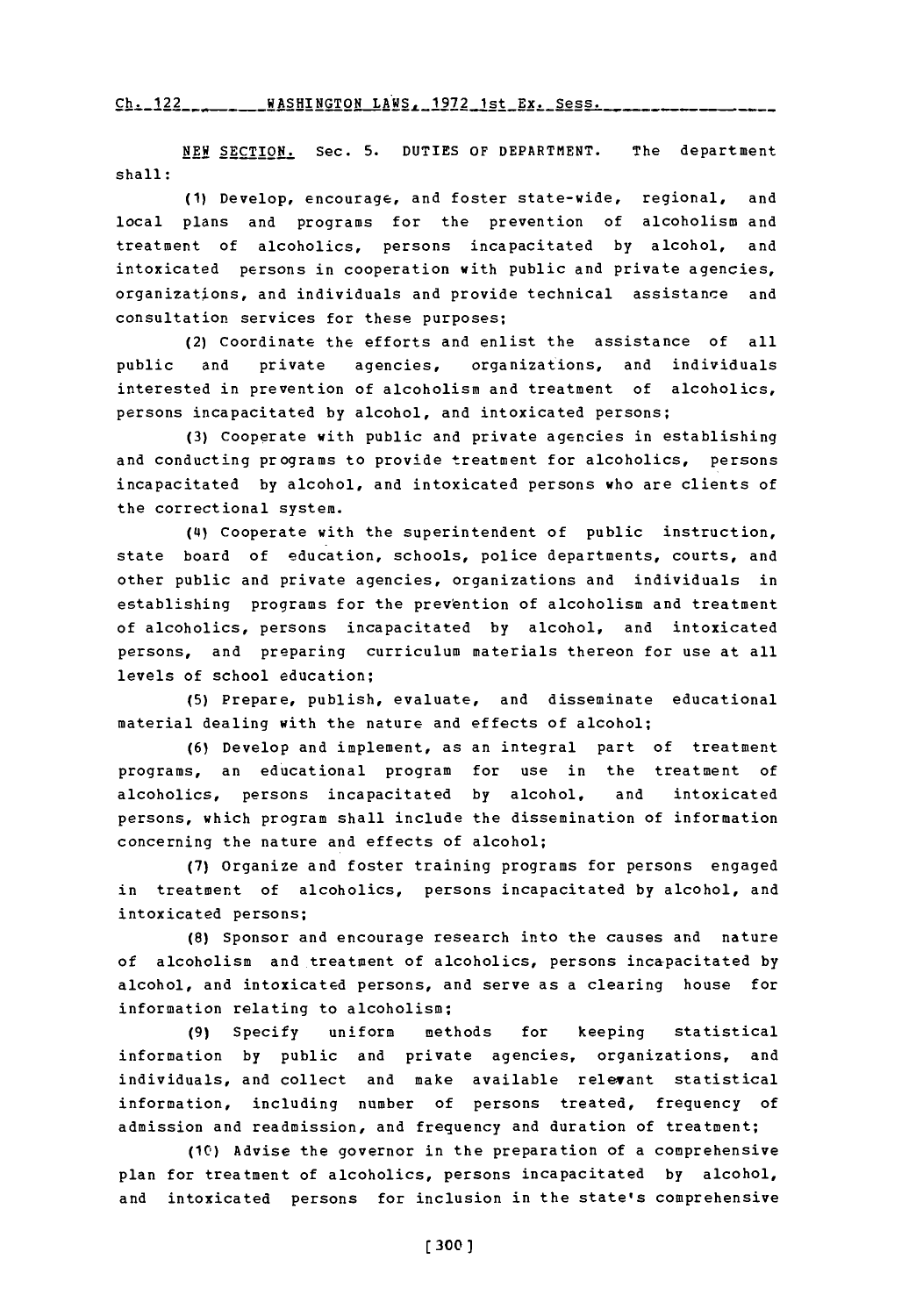NEW SECTION. Sec. 5. DUTIES OF DEPARTMENT. The department shall:

(1) Develop, encourage, and foster state-wide, regional, and local plans and programs for the prevention of alcoholism and treatment of alcoholics, persons incapacitated by alcohol, and intoxicated persons in cooperation with public and private agencies, organizations, and individuals and provide technical assistance and consultation services for these purposes;

(2) Coordinate the efforts and enlist the assistance of all public and private agencies, organizations, and individuals interested in prevention of alcoholism and treatment of alcoholics, persons incapacitated by alcohol, and intoxicated persons;

(3) Cooperate with public and private agencies in establishing and conducting programs to provide treatment for alcoholics, persons incapacitated by alcohol, and intoxicated persons who are clients of the correctional system.

(4) Cooperate with the superintendent of public instruction, state board of education, schools, police departments, courts, and other public and private agencies, organizations and individuals in establishing programs for the prevention of alcoholism and treatment of alcoholics, persons incapacitated by alcohol, and intoxicated persons, and preparing curriculum materials thereon for use at all levels of school education;

(5) Prepare, publish, evaluate, and disseminate educational material dealing with the nature and effects of alcohol;

(6) Develop and implement, as an integral part of treatment programs, an educational program for use in the treatment of alcoholics, persons incapacitated by alcohol, and intoxicated persons, which program shall include the dissemination of information concerning the nature and effects of alcohol;

(7) Organize and foster training programs for persons engaged in treatment of alcoholics, persons incapacitated by alcohol, and intoxicated persons;

(8) Sponsor and encourage research into the causes and nature of alcoholism and treatment of alcoholics, persons incapacitated by alcohol, and intoxicated persons, and serve as a clearing house for information relating to alcoholism;

(9) Specify uniform methods for keeping statistical information by public and private agencies, organizations, and individuals, and collect and make available relevant statistical information, including number of persons treated, frequency of admission and readmission, and frequency and duration of treatment;

(10) Advise the governor in the preparation of a comprehensive plan for treatment of alcoholics, persons incapacitated by alcohol, and intoxicated persons for inclusion in the state's comprehensive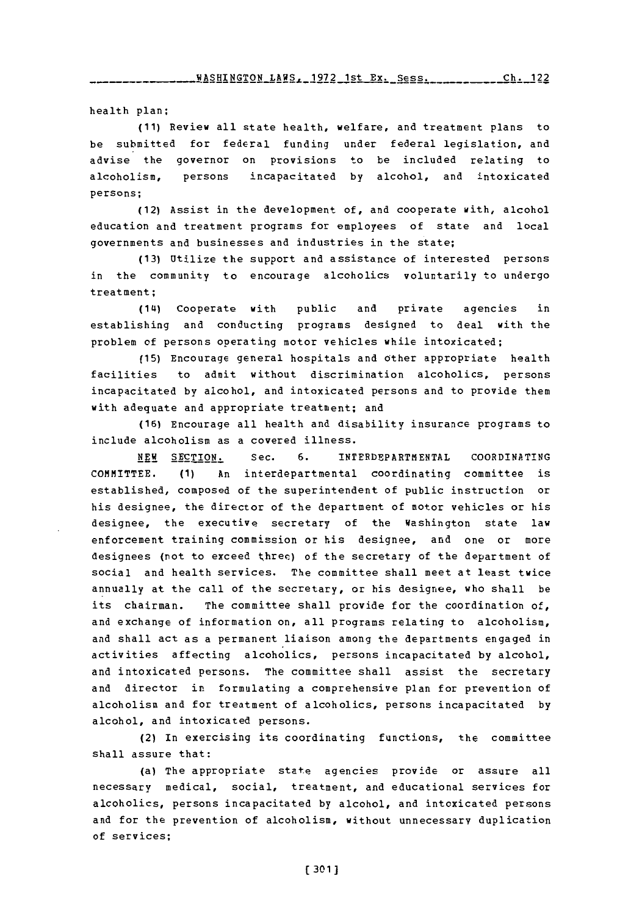health plan;

(11) Review all state health, welfare, and treatment plans to be submitted for federal funding under federal legislation, and advise the governor on provisions to be included relating to alcoholism, persons incapacitated by alcohol, and intoxicated persons;

(12) Assist in the development of, and cooperate with, alcohol education and treatment programs for employees of state and local governments and businesses and industries in the state;

(13) Utilize the support and assistance of interested persons in the community to encourage alcoholics voluntarily to undergo treatment;

(14) Cooperate with public and private agencies in establishing and conducting programs designed to deal with the problem of persons operating motor vehicles while intoxicated;

(15) Encourage general hospitals and other appropriate health facilities to admit without discrimination alcoholics, persons incapacitated by alcohol, and intoxicated persons and to provide them with adequate and appropriate treatment; and

(16) Encourage all health and disability insurance programs to include alcoholism as a covered illness.

NEW SECTION. Sec. 6. INTERDEPARTMENTAL COORDINATING COMMITTEE. (1) An interdepartmental coordinating committee is established, composed of the superintendent of public instruction or his designee, the director of the department of motor vehicles or his designee, the executive secretary of the Washington state law enforcement training commission or his designee, and one or more designees (not to exceed three) of the secretary of the department of social and health services. The committee shall meet at least twice annually at the call of the secretary, or his designee, who shall be its chairman. The committee shall provide for the coordination of, and exchange of information on, all programs relating to alcoholism, and shall act as a permanent liaison among the departments engaged in activities affecting alcoholics, persons incapacitated by alcohol, and intoxicated persons. The committee shall assist the secretary and director in formulating a comprehensive plan for prevention of alcoholism and for treatment of alcoholics, persons incapacitated by alcohol, and intoxicated persons.

(2) In exercising its coordinating functions, the committee shall assure that:

(a) The appropriate state agencies provide or assure all necessary medical, social, treatment, and educational services for alcoholics, persons incapacitated by alcohol, and intoxicated persons and for the prevention of alcoholism, without unnecessary duplication of services;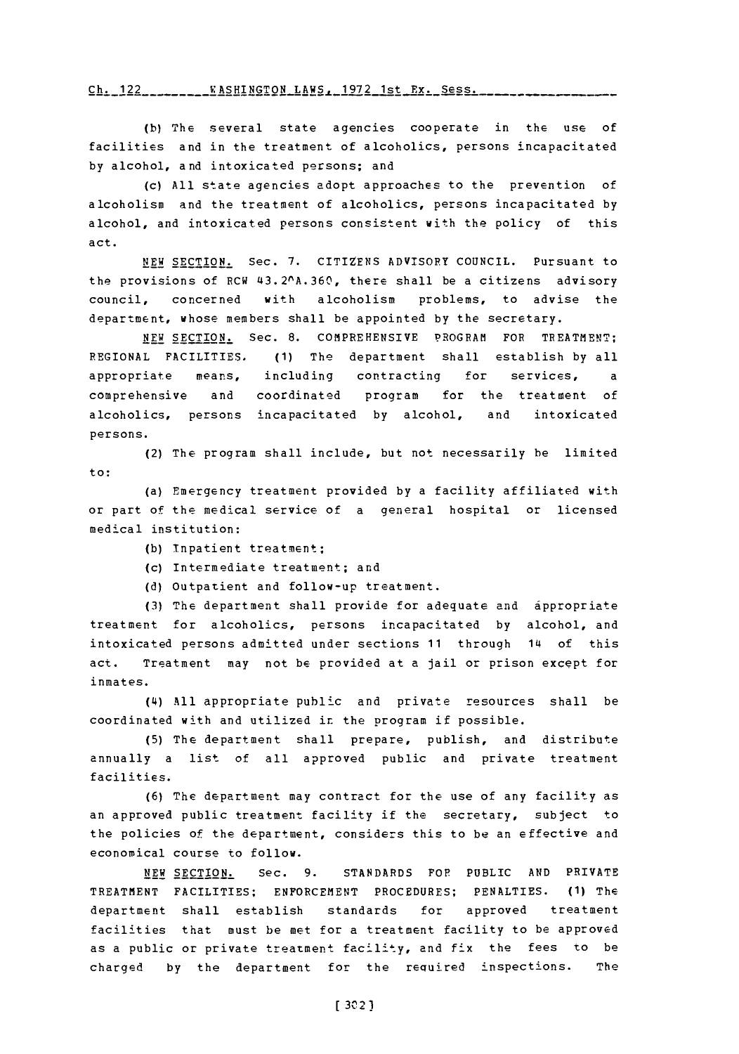(b) The several state agencies cooperate in the use of facilities and in the treatment of alcoholics, persons incapacitated by alcohol, and intoxicated persons; and

(c) All state agencies adopt approaches to the prevention of alcoholism and the treatment of alcoholics, persons incapacitated by alcohol, and intoxicated persons consistent with the policy of this act.

NEW SECTION. Sec. 7. CITIZENS ADVISORY COUNCIL. Pursuant to the provisions of RCW 43.20A.360, there shall be a citizens advisory council, concerned with alcoholism problems, to advise the department, whose members shall be appointed by the secretary.

NEW SECTION. Sec. 8. COMPREHENSIVE PROGRAM FOR TREATMENT; REGIONAL FACILITIES. (1) The department shall establish by all appropriate means, including contracting for services, a comprehensive and coordinated program for the treatment of alcoholics, persons incapacitated by alcohol, and intoxicated persons.

(2) The program shall include, but not necessarily be limited to:

(a) Emergency treatment provided by a facility affiliated with or part of the medical service of a general hospital or licensed medical institution:

(b) Inpatient treatment;

(c) Intermediate treatment; and

(d) Outpatient and follow-up treatment.

(3) The department shall provide for adequate and appropriate treatment for alcoholics, persons incapacitated by alcohol, and intoxicated persons admitted under sections 11 through 14 of this act. Treatment may not be provided at a jail or prison except for inmates.

(4) All appropriate public and private resources shall be coordinated with and utilized in the program if possible.

(5) The department shall prepare, publish, and distribute annually a list of all approved public and private treatment facilities.

(6) The department may contract for the use of any facility as an approved public treatment facility if the secretary, subject to the policies of the department, considers this to be an effective and economical course to follow.

NEW SECTION. Sec. 9. STANDARDS FOR PUBLIC AND PRIVATE TREATMENT FACILITIES; ENFORCEMENT PROCEDURES; PENALTIES. (1) The department shall establish standards for approved treatment facilities that must be met for a treatment facility to be approved as a public or private treatment facility, and fix the fees to be charged by the department for the required inspections. The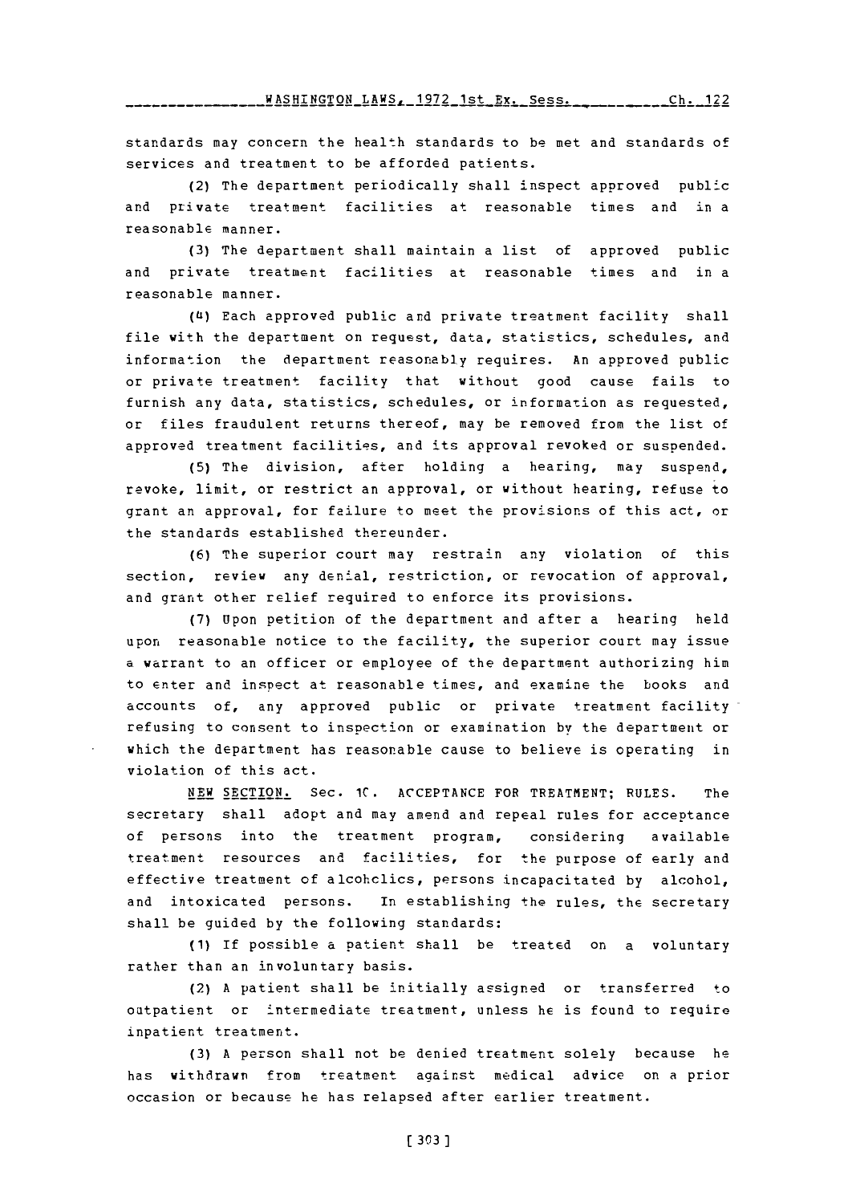standards may concern the health standards to be met and standards of services and treatment to be afforded patients.

(2) The department periodically shall inspect approved public and private treatment facilities at reasonable times and in a reasonable manner.

(3) The department shall maintain a list of approved public and private treatment facilities at reasonable times and in a reasonable manner.

(4) Each approved public and private treatment facility shall file with the department on request, data, statistics, schedules, and information the department reasonably requires. An approved public or private treatment facility that without good cause fails to furnish any data, statistics, schedules, or information as requested, or files fraudulent returns thereof, may be removed from the list of approved treatment facilities, and its approval revoked or suspended.

(5) The division, after holding a hearing, may suspend, revoke, limit, or restrict an approval, or without hearing, refuse to grant an approval, for failure to meet the provisions of this act, or the standards established thereunder.

(6) The superior court may restrain any violation of this section, review any denial, restriction, or revocation of approval, and grant other relief required to enforce its provisions.

(7) Upon petition of the department and after a hearing held upon reasonable notice to the facility, the superior court may issue a warrant to an officer or employee of the department authorizing him to enter and inspect at reasonable times, and examine the books and accounts of, any approved public or private treatment facility refusing to consent to inspection or examination by the department or which the department has reasonable cause to believe is operating in violation of this act.

NEW SECTION. Sec. 10. ACCEPTANCE FOR TREATMENT; RULES. The secretary shall adopt and may amend and repeal rules for acceptance of persons into the treatment program, considering available treatment resources and facilities, for the purpose of early and effective treatment of alcoholics, persons incapacitated by alcohol, and intoxicated persons. In establishing the rules, the secretary shall be guided by the following standards:

(1) If possible a patient shall be treated on a voluntary rather than an involuntary basis.

(2) A patient shall be initially assigned or transferred to outpatient or intermediate treatment, unless he is found to require inpatient treatment.

(3) A person shall not be denied treatment solely because he has withdrawn from treatment against medical advice on a prior occasion or because he has relapsed after earlier treatment.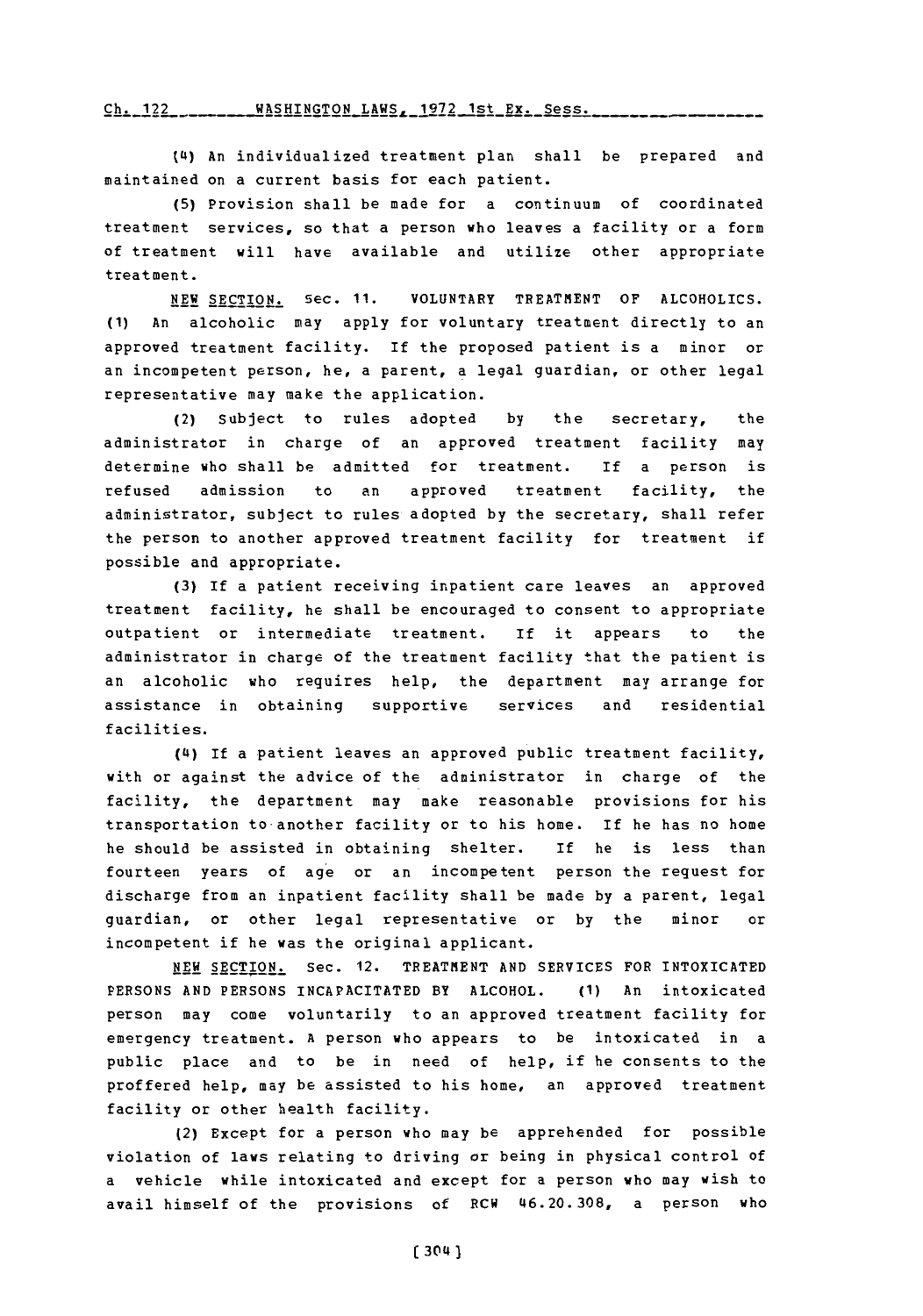(4) An individualized treatment plan shall be prepared and maintained on a current basis for each patient.

(5) Provision shall be made for a continuum of coordinated treatment services, so that a person who leaves a facility or a form of treatment will have available and utilize other appropriate treatment.

NEW SECTION. Sec. 11. VOLUNTARY TREATMENT OF ALCOHOLICS. (1) An alcoholic may apply for voluntary treatment directly to an approved treatment facility. If the proposed patient is a minor or an incompetent person, he, a parent, a legal guardian, or other legal representative may make the application.

(2) Subject to rules adopted by the secretary, the administrator in charge of an approved treatment facility may determine who shall be admitted for treatment. If a person is refused admission to an approved treatment facility, the administrator, subject to rules adopted by the secretary, shall refer the person to another approved treatment facility for treatment if possible and appropriate.

(3) If a patient receiving inpatient care leaves an approved treatment facility, he shall be encouraged to consent to appropriate outpatient or intermediate treatment. If it appears to the administrator in charge of the treatment facility that the patient is an alcoholic who requires help, the department may arrange for assistance in obtaining supportive services and residential facilities.

(4) If a patient leaves an approved public treatment facility, with or against the advice of the administrator in charge of the facility, the department may make reasonable provisions for his transportation to another facility or to his home. If he has no home he should be assisted in obtaining shelter. If he is less than fourteen years of age or an incompetent person the request for discharge from an inpatient facility shall be made by a parent, legal guardian, or other legal representative or by the minor or incompetent if he was the original applicant.

NEW SECTION. Sec. 12. TREATMENT AND SERVICES FOR INTOXICATED PERSONS AND PERSONS INCAPACITATED BY ALCOHOL. (1) An intoxicated person may come voluntarily to an approved treatment facility for emergency treatment. A person who appears to be intoxicated in a public place and to be in need of help, if he consents to the proffered help, may be assisted to his home, an approved treatment facility or other health facility.

(2) Except for a person who may be apprehended for possible violation of laws relating to driving or being in physical control of a vehicle while intoxicated and except for a person who may wish to avail himself of the provisions of RCW 46.20.308, a person who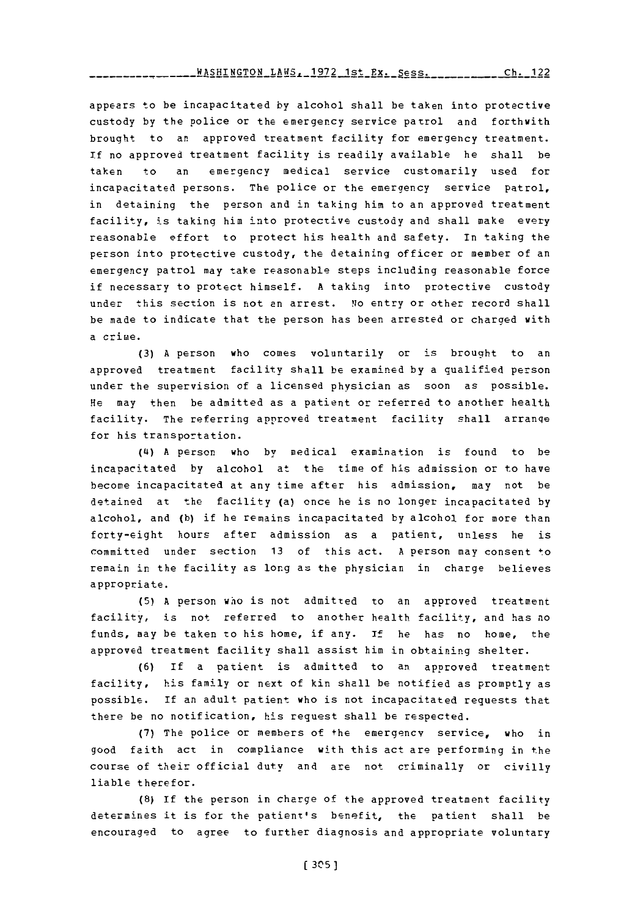appears to be incapacitated by alcohol shall be taken into protective custody by the police or the emergency service patrol and forthwith brought to an approved treatment facility for emergency treatment. If no approved treatment facility is readily available he shall be taken to an emergency medical service customarily used for incapacitated persons. The police or the emergency service patrol, in detaining the person and in taking him to an approved treatment facility, is taking him into protective custody and shall make every reasonable effort to protect his health and safety. In taking the person into protective custody, the detaining officer or member of an emergency patrol may take reasonable steps including reasonable force if necessary to protect himself. A taking into protective custody under this section is not an arrest. No entry or other record shall be made to indicate that the person has been arrested or charged with a crime.

(3) A person who comes voluntarily or is brought to an approved treatment facility shall be examined by a qualified person under the supervision of a licensed physician as soon as possible. He may then be admitted as a patient or referred to another health facility. The referring approved treatment facility shall arrange for his transportation.

(4) A person who by medical examination is found to be incapacitated by alcohol at the time of his admission or to have become incapacitated at any time after his admission, may not be detained at the facility (a) once he is no longer incapacitated by alcohol, and (b) if he remains incapacitated by alcohol for more than forty-eight hours after admission as a patient, unless he is committed under section 13 of this act. A person may consent to remain in the facility as long as the physician in charge believes appropriate.

(5) A person who is not admitted to an approved treatment facility, is not referred to another health facility, and has no funds, may be taken to his home, if any. If he has no home, the approved treatment facility shall assist him in obtaining shelter.

(6) If a patient is admitted to an approved treatment facility, his family or next of kin shall be notified as promptly as possible. If an adult patient who is not incapacitated requests that there be no notification, his request shall be respected.

(7) The police or members of the emergency service, who in good faith act in compliance with this act are performing in the course of their official duty and are not criminally or civilly liable therefor.

(8) If the person in charge of the approved treatment facility determines it is for the patient's benefit, the patient shall be encouraged to agree to further diagnosis and appropriate voluntary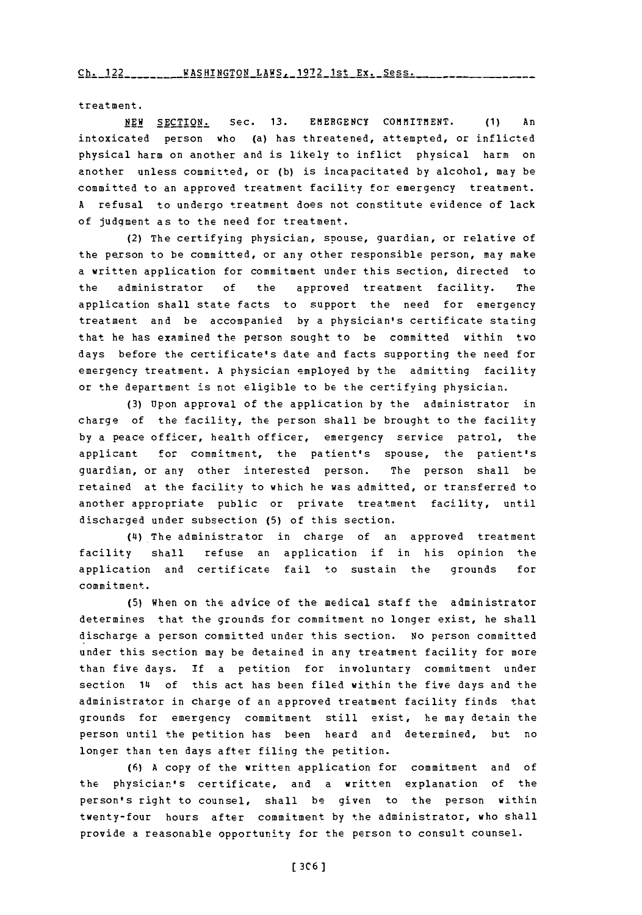treatment.

NEW SECTION. Sec. 13. EMERGENCY COMMITMENT. (1) An intoxicated person who (a) has threatened, attempted, or inflicted physical harm on another and is likely to inflict physical harm on another unless committed, or (b) is incapacitated by alcohol, may be committed to an approved treatment facility for emergency treatment. A refusal to undergo treatment does not constitute evidence of lack of judgment as to the need for treatment.

(2) The certifying physician, spouse, guardian, or relative of the person to be committed, or any other responsible person, may make a written application for commitment under this section, directed to the administrator of the approved treatment facility. The application shall state facts to support the need for emergency treatment and be accompanied by a physician's certificate stating that he has examined the person sought to be committed within two days before the certificate's date and facts supporting the need for emergency treatment. A physician employed by the admitting facility or the department is not eligible to be the certifying physician.

(3) Upon approval of the application by the administrator in charge of the facility, the person shall be brought to the facility by a peace officer, health officer, emergency service patrol, the applicant for commitment, the patient's spouse, the patient's guardian, or any other interested person. The person shall be retained at the facility to which he was admitted, or transferred to another appropriate public or private treatment facility, until discharged under subsection (5) of this section.

(4) The administrator in charge of an approved treatment facility shall refuse an application if in his opinion the application and certificate fail to sustain the grounds for commitment.

(5) When on the advice of the medical staff the administrator determines that the grounds for commitment no longer exist, he shall discharge a person committed under this section. No person committed under this section may be detained in any treatment facility for more than five days. If a petition for involuntary commitment under section 14 of this act has been filed within the five days and the administrator in charge of an approved treatment facility finds that grounds for emergency commitment still exist, he may detain the person until the petition has been heard and determined, but no longer than ten days after filing the petition.

(6) A copy of the written application for commitment and of the physician's certificate, and a written explanation of the person's right to counsel, shall be given to the person within twenty-four hours after commitment by the administrator, who shall provide a reasonable opportunity for the person to consult counsel.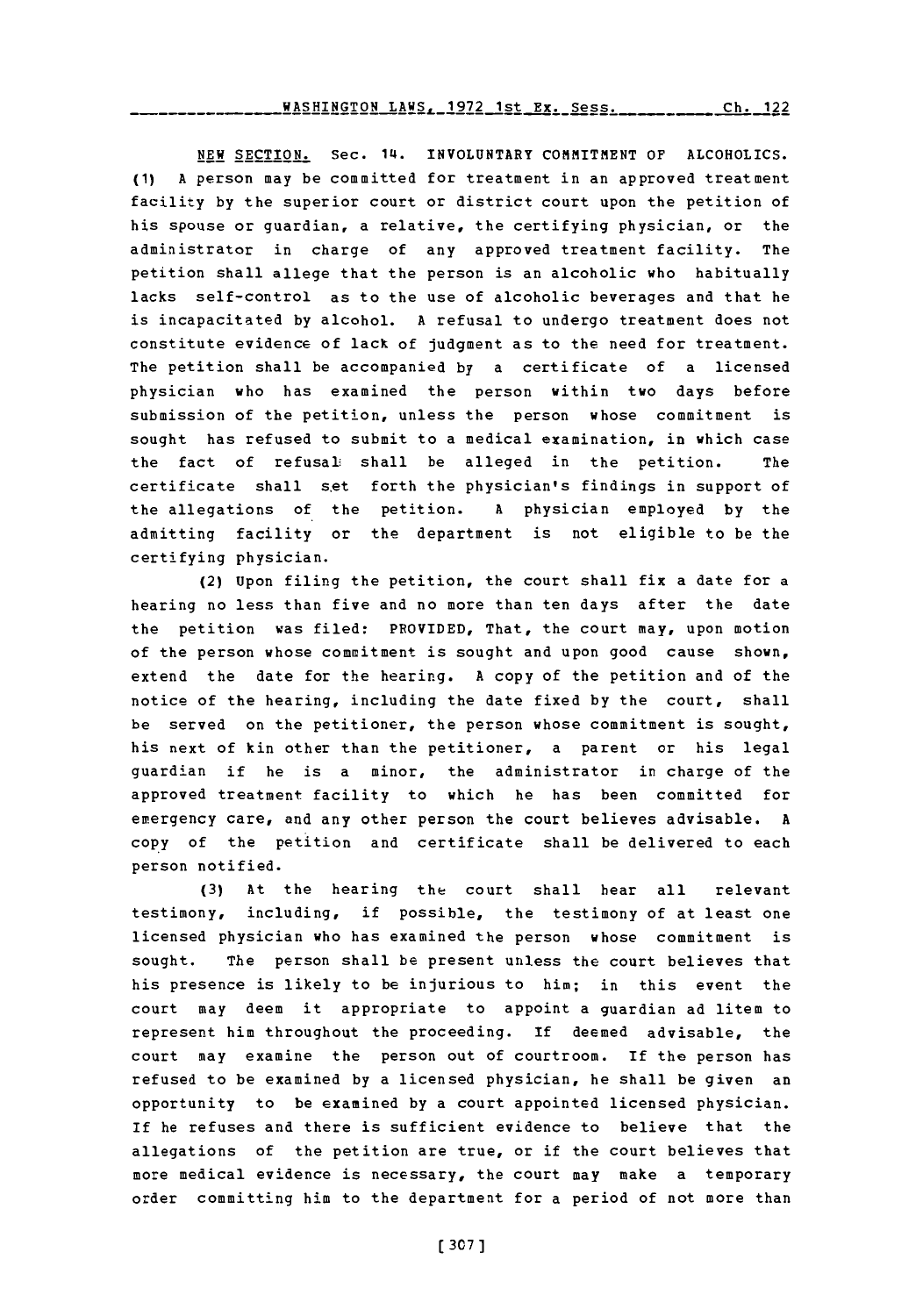NEW SECTION. Sec. 14. INVOLUNTARY COMMITMENT OF ALCOHOLICS. (1) A person may be committed for treatment in an approved treatment facility by the superior court or district court upon the petition of his spouse or guardian, a relative, the certifying physician, or the administrator in charge of any approved treatment facility. The petition shall allege that the person is an alcoholic who habitually lacks self-control as to the use of alcoholic beverages and that he is incapacitated by alcohol. A refusal to undergo treatment does not constitute evidence of lack of judgment as to the need for treatment. The petition shall be accompanied by a certificate of a licensed physician who has examined the person within two days before submission of the petition, unless the person whose commitment is sought has refused to submit to a medical examination, in which case the fact of refusal shall be alleged in the petition. The certificate shall set forth the physician's findings in support of the allegations of the petition. A physician employed by the admitting facility or the department is not eligible to be the certifying physician.

(2) Upon filing the petition, the court shall fix a date for a hearing no less than five and no more than ten days after the date the petition was filed: PROVIDED, That, the court may, upon motion of the person whose commitment is sought and upon good cause shown, extend the date for the hearing. A copy of the petition and of the notice of the hearing, including the date fixed by the court, shall be served on the petitioner, the person whose commitment is sought, his next of kin other than the petitioner, a parent or his legal guardian if he is a minor, the administrator in charge of the approved treatment facility to which he has been committed for emergency care, and any other person the court believes advisable. A copy of the petition and certificate shall be delivered to each person notified.

(3) At the hearing the court shall hear all relevant testimony, including, if possible, the testimony of at least one licensed physician who has examined the person whose commitment is sought. The person shall be present unless the court believes that his presence is likely to be injurious to him; in this event the court may deem it appropriate to appoint a guardian ad litem to represent him throughout the proceeding. If deemed advisable, the court may examine the person out of courtroom. If the person has refused to be examined by a licensed physician, he shall be given an opportunity to be examined by a court appointed licensed physician. If he refuses and there is sufficient evidence to believe that the allegations of the petition are true, or if the court believes that more medical evidence is necessary, the court may make a temporary order committing him to the department for a period of not more than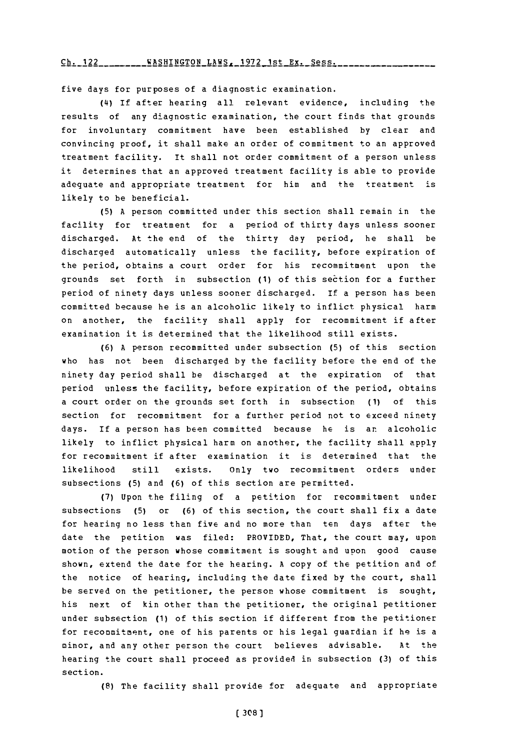five days for purposes of a diagnostic examination.

(4) If after hearing all relevant evidence, including the results of any diagnostic examination, the court finds that grounds for involuntary commitment have been established by clear and convincing proof, it shall make an order of commitment to an approved treatment facility. It shall not order commitment of a person unless it determines that an approved treatment facility is able to provide adequate and appropriate treatment for him and the treatment is likely to be beneficial.

(5) A person committed under this section shall remain in the facility for treatment for a period of thirty days unless sooner discharged. At the end of the thirty day period, he shall be discharged automatically unless the facility, before expiration of the period, obtains a court order for his recommitment upon the grounds set forth in subsection (1) of this section for a further period of ninety days unless sooner discharged. If a person has been committed because he is an alcoholic likely to inflict physical harm on another, the facility shall apply for recommitment if after examination it is determined that the likelihood still exists.

(6) A person recommitted under subsection (5) of this section who has not been discharged by the facility before the end of the ninety day period shall be discharged at the expiration of that period unless the facility, before expiration of the period, obtains a court order on the grounds set forth in subsection (1) of this section for recommitment for a further period not to exceed ninety days. If a person has been committed because he is an alcoholic likely to inflict physical harm on another, the facility shall apply for recommitment if after examination it is determined that the likelihood still exists. Only two recommitment orders under subsections (5) and (6) of this section are permitted.

(7) Upon the filing of a petition for recommitment under subsections (5) or (6) of this section, the court shall fix a date for hearing no less than five and no more than ten days after the date the petition was filed: PROVIDED, That, the court may, upon motion of the person whose commitment is sought and upon good cause shown, extend the date for the hearing. A copy of the petition and of the notice of hearing, including the date fixed by the court, shall be served on the petitioner, the person whose commitment is sought, his next of kin other than the petitioner, the original petitioner under subsection (1) of this section if different from the petitioner for recommitment, one of his parents or his legal guardian if he is a minor, and any other person the court believes advisable. At the hearing the court shall proceed as provided in subsection (3) of this section.

(8) The facility shall provide for adequate and appropriate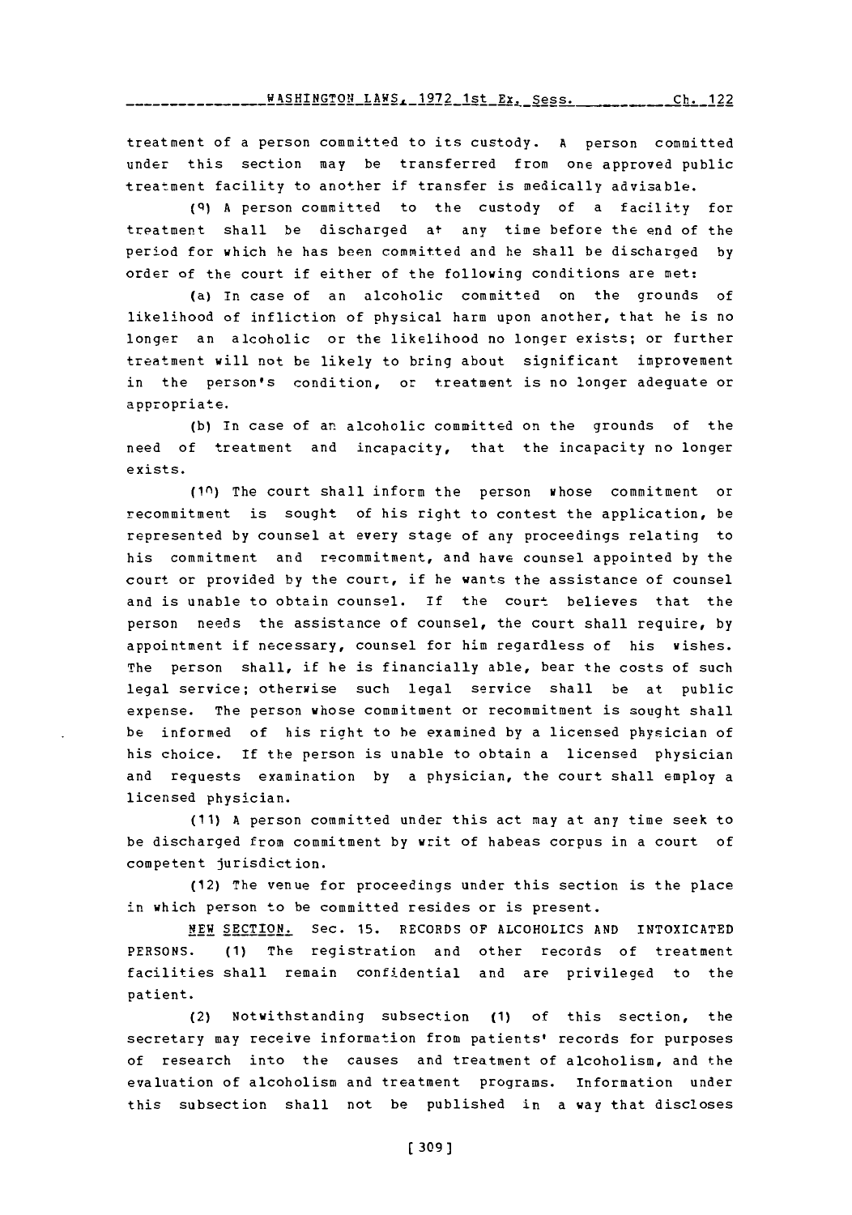treatment of a person committed to its custody. A person committed under this section may be transferred from one approved public treatment facility to another if transfer is medically advisable.

(9) A person committed to the custody of a facility for treatment shall be discharged at any time before the end of the period for which he has been committed and he shall be discharged by order of the court if either of the following conditions are met:

(a) In case of an alcoholic committed on the grounds of likelihood of infliction of physical harm upon another, that he is no longer an alcoholic or the likelihood no longer exists; or further treatment will not be likely to bring about significant improvement in the person's condition, or treatment is no longer adequate or appropriate.

(b) In case of an alcoholic committed on the grounds of the need of treatment and incapacity, that the incapacity no longer exists.

(10) The court shall inform the person whose commitment or recommitment is sought of his right to contest the application, be represented by counsel at every stage of any proceedings relating to his commitment and recommitment, and have counsel appointed by the court or provided by the court, if he wants the assistance of counsel and is unable to obtain counsel. If the court believes that the person needs the assistance of counsel, the court shall require, by appointment if necessary, counsel for him regardless of his wishes. The person shall, if he is financially able, bear the costs of such legal service; otherwise such legal service shall be at public expense. The person whose commitment or recommitment is sought shall be informed of his right to be examined by a licensed physician of his choice. If the person is unable to obtain a licensed physician and requests examination by a physician, the court shall employ a licensed physician.

(11) A person committed under this act may at any time seek to be discharged from commitment by writ of habeas corpus in a court of competent jurisdiction.

(12) The venue for proceedings under this section is the place in which person to be committed resides or is present.

NEW SECTION. Sec. 15. RECORDS OF ALCOHOLICS AND INTOXICATED PERSONS. (1) The registration and other records of treatment facilities shall remain confidential and are privileged to the patient.

(2) Notwithstanding subsection (1) of this section, the secretary may receive information from patients' records for purposes of research into the causes and treatment of alcoholism, and the evaluation of alcoholism and treatment programs. Information under this subsection shall not be published in a way that discloses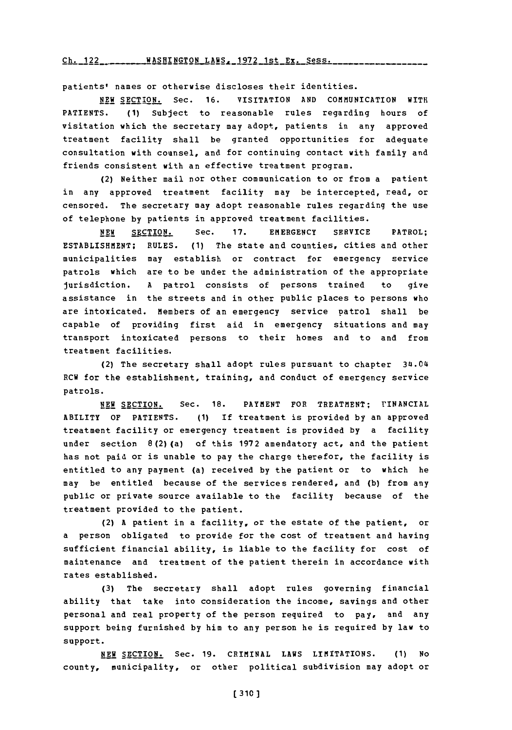patients' names or otherwise discloses their identities.

NEW SECTION. Sec. 16. VISITATION AND COMMUNICATION WITH PATIENTS. (1) Subject to reasonable rules regarding hours of visitation which the secretary may adopt, patients in any approved treatment facility shall be granted opportunities for adequate consultation with counsel, and for continuing contact with family and friends consistent with an effective treatment program.

(2) Neither mail nor other communication to or from a patient in any approved treatment facility may be intercepted, read, or censored. The secretary may adopt reasonable rules regarding the use of telephone by patients in approved treatment facilities.

NEW SECTION. Sec. 17. EMERGENCY SERVICE PATROL; ESTABLISHMENT; RULES. (1) The state and counties, cities and other municipalities may establish or contract for emergency service patrols which are to be under the administration of the appropriate jurisdiction. A patrol consists of persons trained to give assistance in the streets and in other public places to persons who are intoxicated. Members of an emergency service patrol shall be capable of providing first aid in emergency situations and may transport intoxicated persons to their homes and to and from treatment facilities.

(2) The secretary shall adopt rules pursuant to chapter 34.04 RCW for the establishment, training, and conduct of emergency service patrols.

NEW SECTION. Sec. 18. PAYMENT FOR TREATMENT; FINANCIAL ABILITY OF PATIENTS. (1) If treatment is provided by an approved treatment facility or emergency treatment is provided by a facility under section 8(2)(a) of this 1972 amendatory act, and the patient has not paid or is unable to pay the charge therefor, the facility is entitled to any payment (a) received by the patient or to which he may be entitled because of the services rendered, and (b) from any public or private source available to the facility because of the treatment provided to the patient.

(2) A patient in a facility, or the estate of the patient, or a person obligated to provide for the cost of treatment and having sufficient financial ability, is liable to the facility for cost of maintenance and treatment of the patient therein in accordance with rates established.

(3) The secretary shall adopt rules governing financial ability that take into consideration the income, savings and other personal and real property of the person required to pay, and any support being furnished by him to any person he is required by law to support.

NEW SECTION. Sec. 19. CRIMINAL LAWS LIMITATIONS. (1) No county, municipality, or other political subdivision may adopt or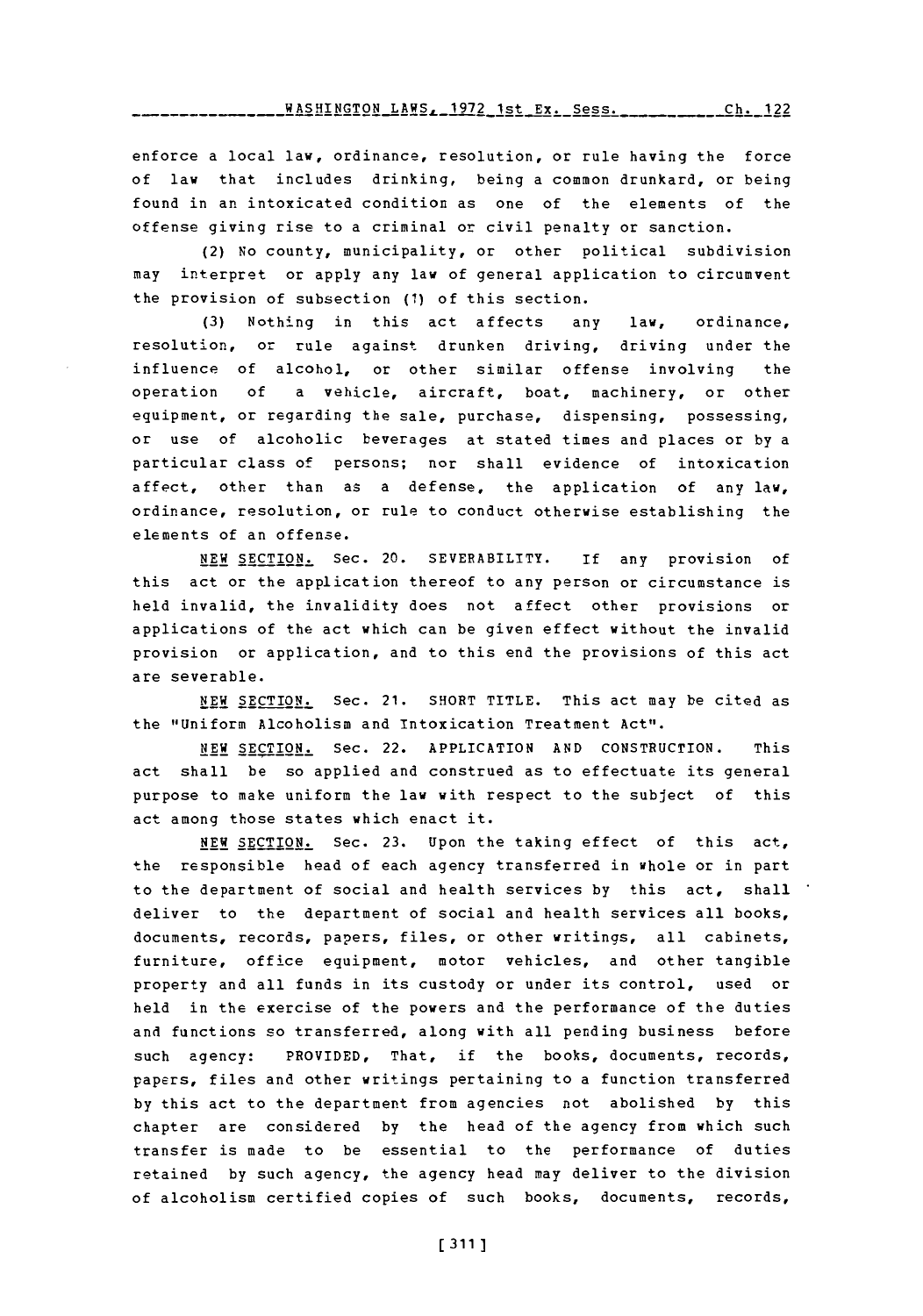enforce a local law, ordinance, resolution, or rule having the force of law that includes drinking, being a common drunkard, or being found in an intoxicated condition as one of the elements of the offense giving rise to a criminal or civil penalty or sanction.

(2) No county, municipality, or other political subdivision may interpret or apply any law of general application to circumvent the provision of subsection (1) of this section.

(3) Nothing in this act affects any law, ordinance, resolution, or rule against drunken driving, driving under the influence of alcohol, or other similar offense involving the operation of a vehicle, aircraft, boat, machinery, or other equipment, or regarding the sale, purchase, dispensing, possessing, or use of alcoholic beverages at stated times and places or by a particular class of persons; nor shall evidence of intoxication affect, other than as a defense, the application of any law, ordinance, resolution, or rule to conduct otherwise establishing the elements of an offense.

NEW SECTION. Sec. 20. SEVERABILITY. If any provision of this act or the application thereof to any person or circumstance is held invalid, the invalidity does not affect other provisions or applications of the act which can be given effect without the invalid provision or application, and to this end the provisions of this act are severable.

NEW SECTION. Sec. 21. SHORT TITLE. This act may be cited as the "Uniform Alcoholism and Intoxication Treatment Act".

NEW SECTION. Sec. 22. APPLICATION AND CONSTRUCTION. This act shall be so applied and construed as to effectuate its general purpose to make uniform the law with respect to the subject of this act among those states which enact it.

NEW SECTION. Sec. 23. Upon the taking effect of this act, the responsible head of each agency transferred in whole or in part to the department of social and health services by this act, shall deliver to the department of social and health services all books, documents, records, papers, files, or other writings, all cabinets, furniture, office equipment, motor vehicles, and other tangible property and all funds in its custody or under its control, used or held in the exercise of the powers and the performance of the duties and functions so transferred, along with all pending business before such agency: PROVIDED, That, if the books, documents, records, papers, files and other writings pertaining to a function transferred by this act to the department from agencies not abolished by this chapter are considered by the head of the agency from which such transfer is made to be essential to the performance of duties retained by such agency, the agency head may deliver to the division of alcoholism certified copies of such books, documents, records,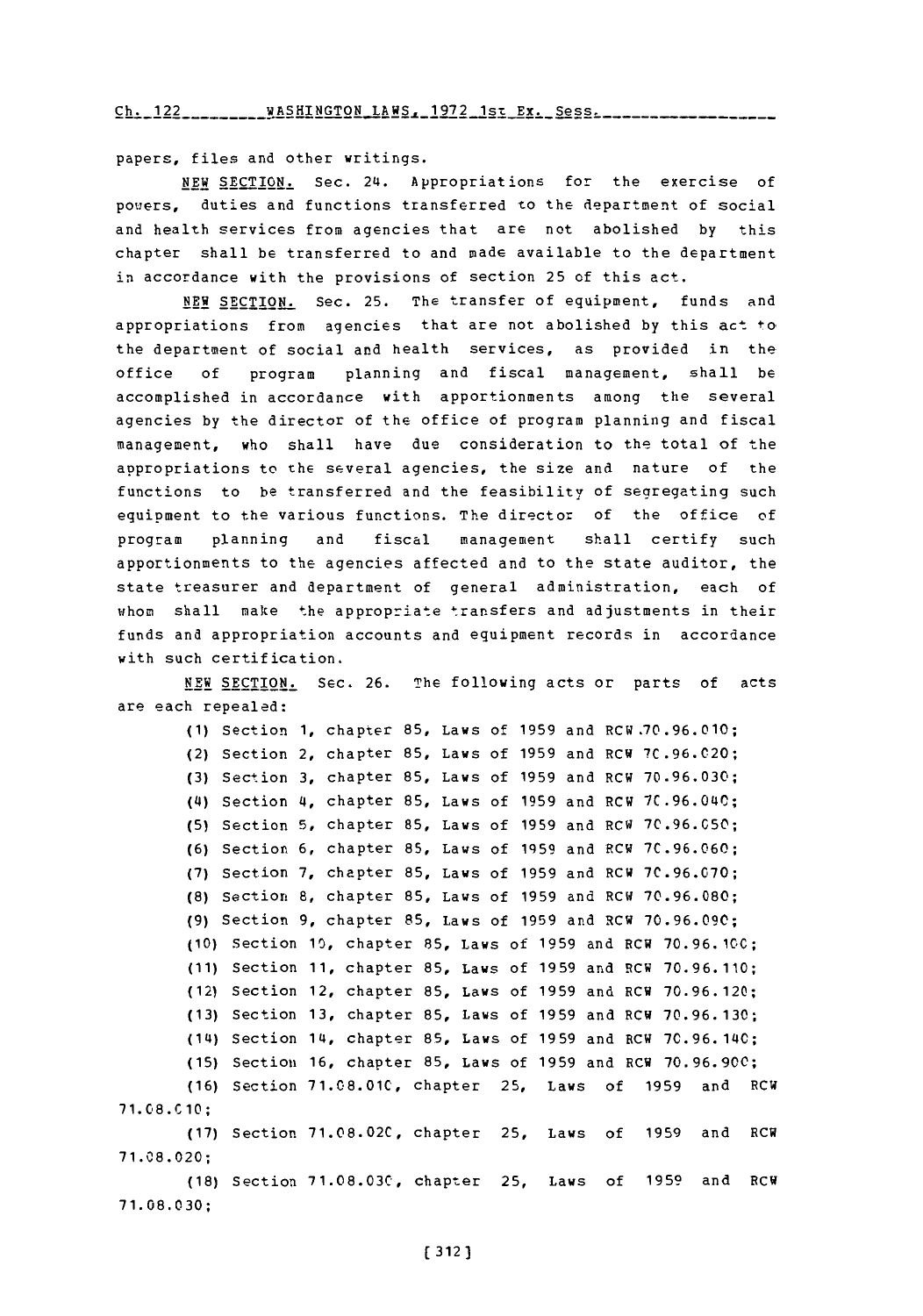papers, files and other writings.

NEW SECTION. Sec. 24. Appropriations for the exercise of powers, duties and functions transferred to the department of social and health services from agencies that are not abolished by this chapter shall be transferred to and made available to the department in accordance with the provisions of section 25 of this act.

NEW SECTION. Sec. 25. The transfer of equipment, funds and appropriations from agencies that are not abolished by this act to the department of social and health services, as provided in the office of program planning and fiscal management, shall be accomplished in accordance with apportionments among the several agencies by the director of the office of program planning and fiscal management, who shall have due consideration to the total of the appropriations to the several agencies, the size and nature of the functions to be transferred and the feasibility of segregating such equipment to the various functions. The director of the office of program planning and fiscal management shall certify such apportionments to the agencies affected and to the state auditor, the state treasurer and department of general administration, each of whom shall make the appropriate transfers and adjustments in their funds and appropriation accounts and equipment records in accordance with such certification.

NEW SECTION. Sec. 26. The following acts or parts of acts are each repealed:

(1) Section 1, chapter 85, Laws of 1959 and RCW 70.96.010;

(2) Section 2, chapter 85, Laws of 1959 and RCW 70.96.020;

(3) Section 3, chapter 85, Laws of 1959 and RCW 70.96.030;

(4) Section 4, chapter 85, Laws of 1959 and RCW 70.96.040;

(5) Section 5, chapter 85, Laws of 1959 and RCW 70.96.050;

(6) Section 6, chapter 85, Laws of 1959 and RCW 70.96.060;

(7) Section 7, chapter 85, Laws of 1959 and RCW 70.96.070;

(8) Section 8, chapter 85, Laws of 1959 and RCW 70.96.080;

(9) Section 9, chapter 85, Laws of 1959 and RCW 70.96.090;

(10) Section 10, chapter 85, Laws of 1959 and RCW 70.96.100;

(11) Section 11, chapter 85, Laws of 1959 and RCW 70.96.110;

(12) Section 12, chapter 85, Laws of 1959 and RCW 70.96.120;

(13) Section 13, chapter 85, Laws of 1959 and RCW 70.96.130;

(14) Section 14, chapter 85, Laws of 1959 and RCW 70.96.140;

(15) Section 16, chapter 85, Laws of 1959 and RCW 70.96.900;

(16) Section 71.08.010, chapter 25, Laws of 1959 and RCW 71.08.010;

(17) Section 71.08.020, chapter 25, Laws of 1959 and RCW 71.08.020;

(18) Section 71.08.030, chapter 25, Laws of 1959 and RCW 71.08.030;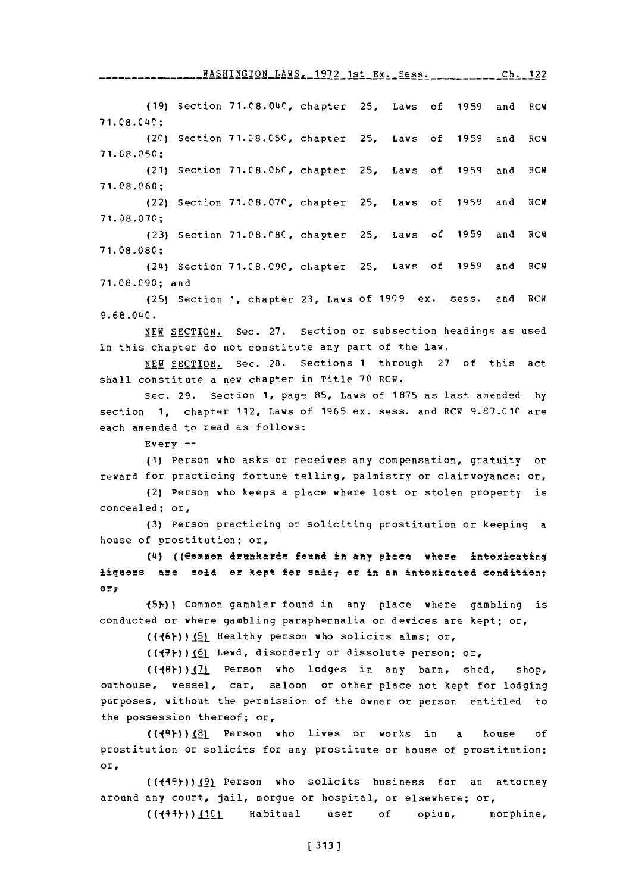(19) Section 71.08.040, chapter 25, Laws of 1959 and RCW 71.08.040;

(20) Section 71.08.050, chapter 25, Laws of 1959 and RCW 71.08.050;

(21) Section 71.08.060, chapter 25, Laws of 1959 and RCW 71.08.060;

(22) Section 71.08.070, chapter 25, Laws of 1959 and RCW 71.08.070;

(23) Section 71.08.080, chapter 25, Laws of 1959 and RCW 71.08.080;

(24) Section 71.08.090, chapter 25, Laws of 1959 and RCW 71.08.090; and

(25) Section 1, chapter 23, Laws of 1909 ex. sess. and RCW 9.68.040.

NEW SECTION. Sec. 27. Section or subsection headings as used in this chapter do not constitute any part of the law.

NEW SECTION. Sec. 28. Sections 1 through 27 of this act shall constitute a new chapter in Title 70 RCW.

Sec. 29. Section 1, page 85, Laws of 1875 as last amended by section 1, chapter 112, Laws of 1965 ex. sess. and RCW 9.87.010 are each amended to read as follows:

Every --

(1) Person who asks or receives any compensation, gratuity or reward for practicing fortune telling, palmistry or clairvoyance; or,

(2) Person who keeps a place where lost or stolen property is concealed; or,

(3) Person practicing or soliciting prostitution or keeping a house of prostitution; or,

(4) ((~~Common drunkards found in any place where intoxicating liquors are sold or kept for sale, or in an intoxicated condition; or,~~

~~(5)~~)) Common gambler found in any place where gambling is conducted or where gambling paraphernalia or devices are kept; or,

((~~(6)~~)) (5) Healthy person who solicits alms; or,

((~~(7)~~)) (6) Lewd, disorderly or dissolute person; or,

((~~(8)~~)) (7) Person who lodges in any barn, shed, shop, outhouse, vessel, car, saloon or other place not kept for lodging purposes, without the permission of the owner or person entitled to the possession thereof; or,

((~~(9)~~)) (8) Person who lives or works in a house of prostitution or solicits for any prostitute or house of prostitution; or,

((~~(10)~~)) (9) Person who solicits business for an attorney around any court, jail, morgue or hospital, or elsewhere; or,

((~~(11)~~)) (10) Habitual user of opium, morphine,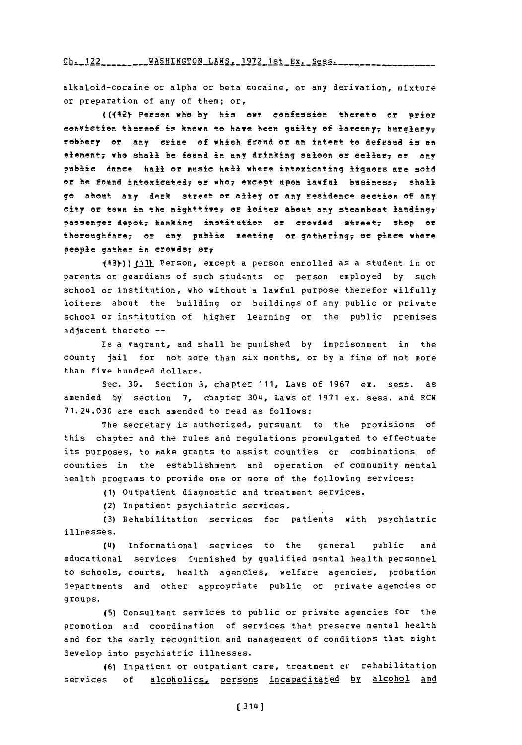alkaloid-cocaine or alpha or beta eucaine, or any derivation, mixture or preparation of any of them; or,

((~~(12) Person who by his own confession thereto or prior conviction thereof is known to have been guilty of larceny, burglary, robbery or any crime of which fraud or an intent to defraud is an element, who shall be found in any drinking saloon or cellar, or any public dance hall or music hall where intoxicating liquors are sold or be found intoxicated, or who, except upon lawful business, shall go about any dark street or alley or any residence section of any city or town in the nighttime, or loiter about any steamboat landing, passenger depot, banking institution or crowded street, shop or thoroughfare, or any public meeting or gathering, or place where people gather in crowds; or,~~

~~(13)~~)) (11) Person, except a person enrolled as a student in or parents or guardians of such students or person employed by such school or institution, who without a lawful purpose therefor wilfully loiters about the building or buildings of any public or private school or institution of higher learning or the public premises adjacent thereto --

Is a vagrant, and shall be punished by imprisonment in the county jail for not more than six months, or by a fine of not more than five hundred dollars.

Sec. 30. Section 3, chapter 111, Laws of 1967 ex. sess. as amended by section 7, chapter 304, Laws of 1971 ex. sess. and RCW 71.24.030 are each amended to read as follows:

The secretary is authorized, pursuant to the provisions of this chapter and the rules and regulations promulgated to effectuate its purposes, to make grants to assist counties or combinations of counties in the establishment and operation of community mental health programs to provide one or more of the following services:

(1) Outpatient diagnostic and treatment services.

(2) Inpatient psychiatric services.

(3) Rehabilitation services for patients with psychiatric illnesses.

(4) Informational services to the general public and educational services furnished by qualified mental health personnel to schools, courts, health agencies, welfare agencies, probation departments and other appropriate public or private agencies or groups.

(5) Consultant services to public or private agencies for the promotion and coordination of services that preserve mental health and for the early recognition and management of conditions that might develop into psychiatric illnesses.

(6) Inpatient or outpatient care, treatment or rehabilitation services of alcoholics, persons incapacitated by alcohol and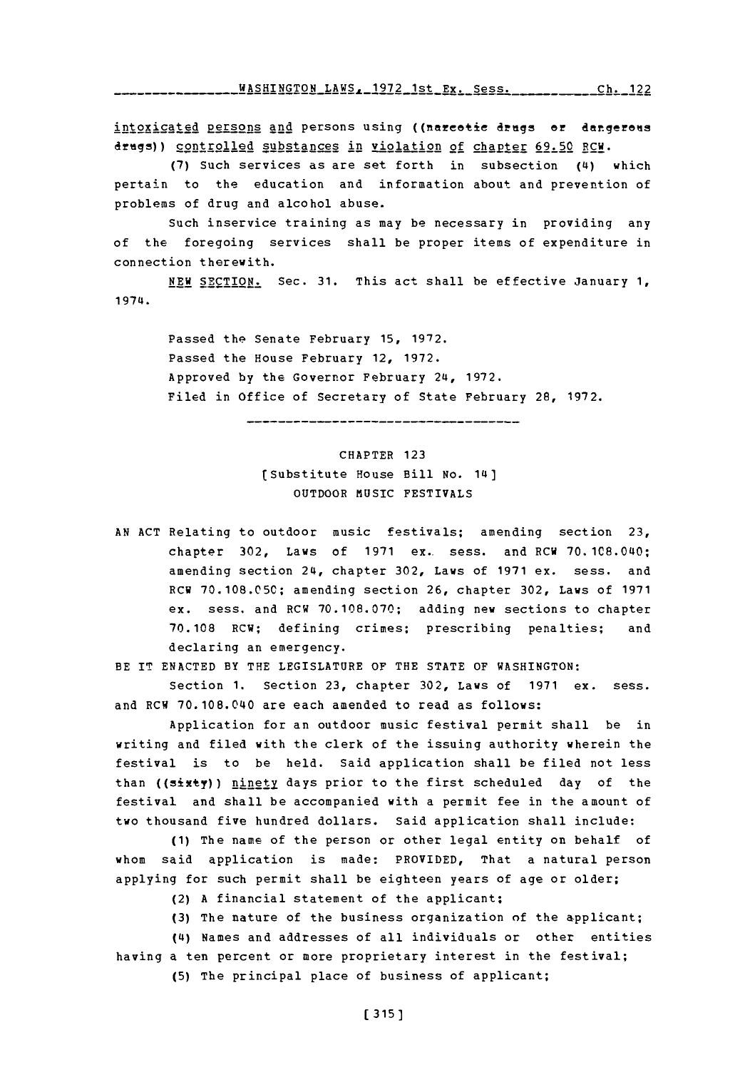intoxicated persons and persons using ((narcotic drugs or dangerous drugs)) controlled substances in violation of chapter 69.50 RCW.

(7) Such services as are set forth in subsection (4) which pertain to the education and information about and prevention of problems of drug and alcohol abuse.

Such inservice training as may be necessary in providing any of the foregoing services shall be proper items of expenditure in connection therewith.

NEW SECTION. Sec. 31. This act shall be effective January 1, 1974.

Passed the Senate February 15, 1972.
Passed the House February 12, 1972.
Approved by the Governor February 24, 1972.
Filed in Office of Secretary of State February 28, 1972.

---

CHAPTER 123
[Substitute House Bill No. 14]
OUTDOOR MUSIC FESTIVALS

AN ACT Relating to outdoor music festivals; amending section 23, chapter 302, Laws of 1971 ex. sess. and RCW 70.108.040; amending section 24, chapter 302, Laws of 1971 ex. sess. and RCW 70.108.050; amending section 26, chapter 302, Laws of 1971 ex. sess. and RCW 70.108.070; adding new sections to chapter 70.108 RCW; defining crimes; prescribing penalties; and declaring an emergency.

BE IT ENACTED BY THE LEGISLATURE OF THE STATE OF WASHINGTON:

Section 1. Section 23, chapter 302, Laws of 1971 ex. sess. and RCW 70.108.040 are each amended to read as follows:

Application for an outdoor music festival permit shall be in writing and filed with the clerk of the issuing authority wherein the festival is to be held. Said application shall be filed not less than ((sixty)) ninety days prior to the first scheduled day of the festival and shall be accompanied with a permit fee in the amount of two thousand five hundred dollars. Said application shall include:

(1) The name of the person or other legal entity on behalf of whom said application is made: PROVIDED, That a natural person applying for such permit shall be eighteen years of age or older;

(2) A financial statement of the applicant;

(3) The nature of the business organization of the applicant;

(4) Names and addresses of all individuals or other entities having a ten percent or more proprietary interest in the festival;

(5) The principal place of business of applicant;